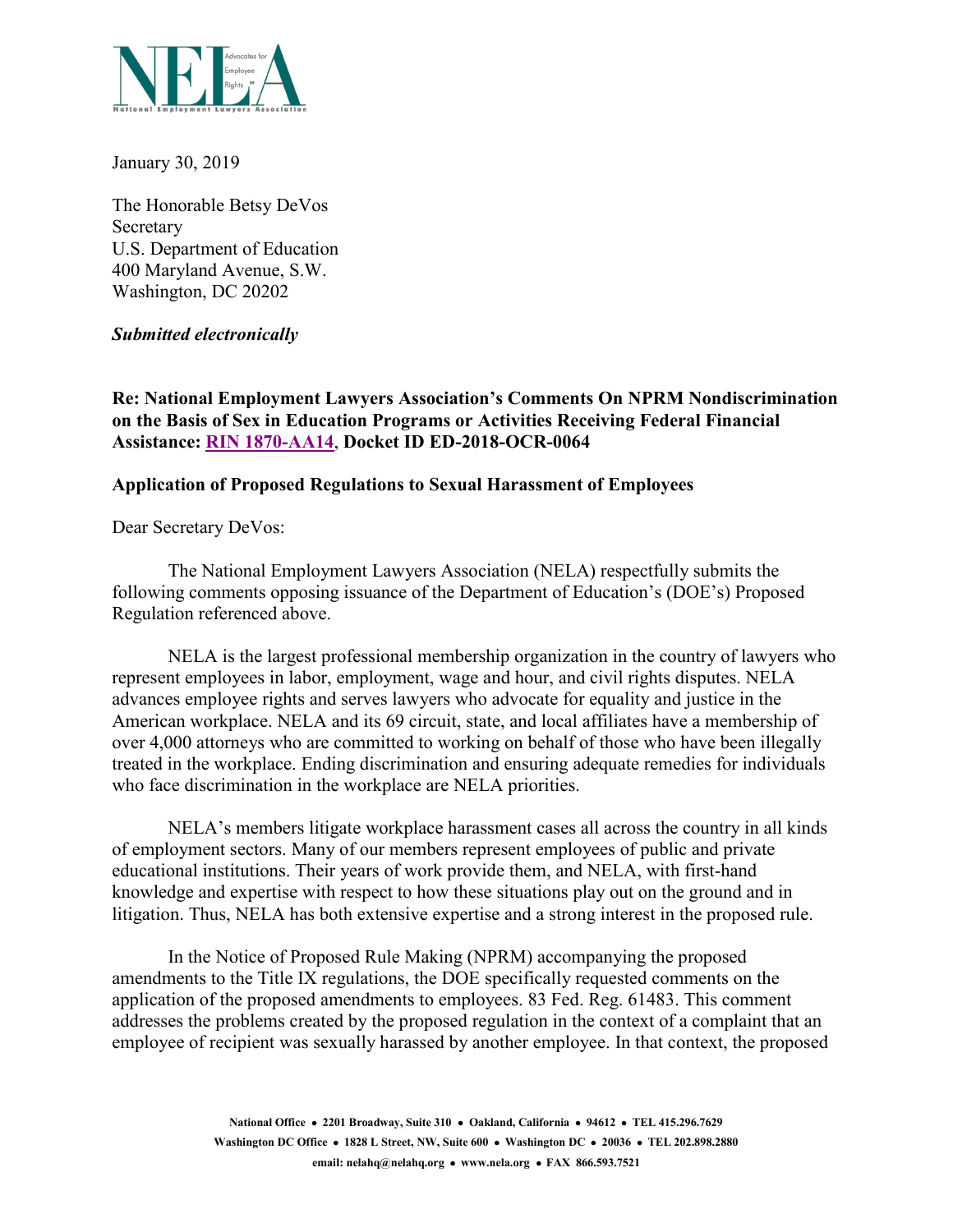January 30, 2019

The Honorable Betsy DeVos
Secretary
U.S. Department of Education
400 Maryland Avenue, S.W.
Washington, DC 20202

***Submitted electronically***

**Re: National Employment Lawyers Association's Comments On NPRM Nondiscrimination on the Basis of Sex in Education Programs or Activities Receiving Federal Financial Assistance: RIN 1870-AA14, Docket ID ED-2018-OCR-0064**

**Application of Proposed Regulations to Sexual Harassment of Employees**

Dear Secretary DeVos:

The National Employment Lawyers Association (NELA) respectfully submits the following comments opposing issuance of the Department of Education's (DOE's) Proposed Regulation referenced above.

NELA is the largest professional membership organization in the country of lawyers who represent employees in labor, employment, wage and hour, and civil rights disputes. NELA advances employee rights and serves lawyers who advocate for equality and justice in the American workplace. NELA and its 69 circuit, state, and local affiliates have a membership of over 4,000 attorneys who are committed to working on behalf of those who have been illegally treated in the workplace. Ending discrimination and ensuring adequate remedies for individuals who face discrimination in the workplace are NELA priorities.

NELA's members litigate workplace harassment cases all across the country in all kinds of employment sectors. Many of our members represent employees of public and private educational institutions. Their years of work provide them, and NELA, with first-hand knowledge and expertise with respect to how these situations play out on the ground and in litigation. Thus, NELA has both extensive expertise and a strong interest in the proposed rule.

In the Notice of Proposed Rule Making (NPRM) accompanying the proposed amendments to the Title IX regulations, the DOE specifically requested comments on the application of the proposed amendments to employees. 83 Fed. Reg. 61483. This comment addresses the problems created by the proposed regulation in the context of a complaint that an employee of recipient was sexually harassed by another employee. In that context, the proposed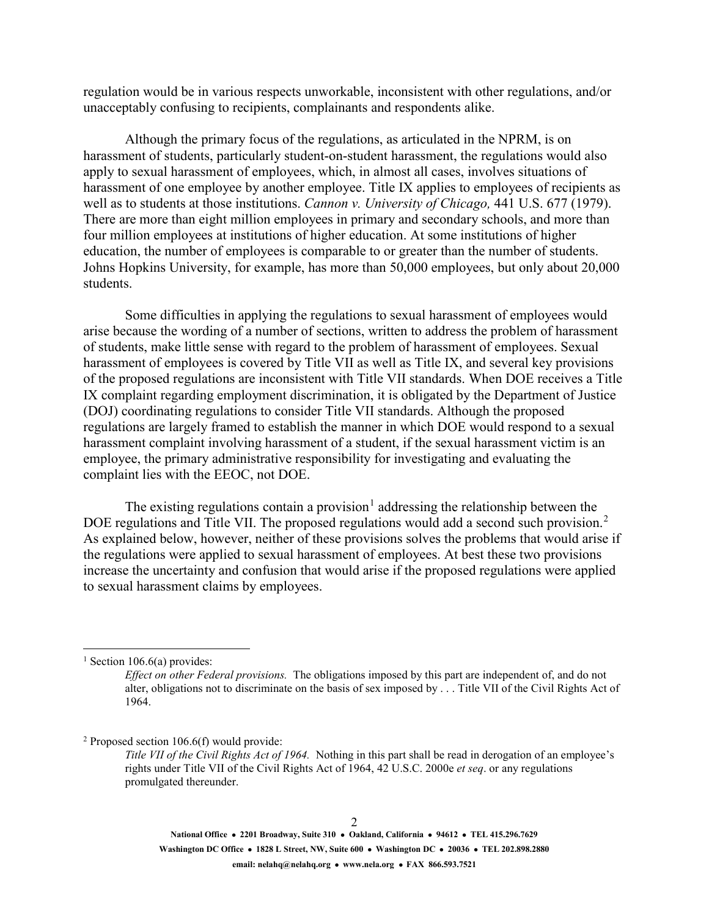regulation would be in various respects unworkable, inconsistent with other regulations, and/or unacceptably confusing to recipients, complainants and respondents alike.

Although the primary focus of the regulations, as articulated in the NPRM, is on harassment of students, particularly student-on-student harassment, the regulations would also apply to sexual harassment of employees, which, in almost all cases, involves situations of harassment of one employee by another employee. Title IX applies to employees of recipients as well as to students at those institutions. *Cannon v. University of Chicago,* 441 U.S. 677 (1979). There are more than eight million employees in primary and secondary schools, and more than four million employees at institutions of higher education. At some institutions of higher education, the number of employees is comparable to or greater than the number of students. Johns Hopkins University, for example, has more than 50,000 employees, but only about 20,000 students.

Some difficulties in applying the regulations to sexual harassment of employees would arise because the wording of a number of sections, written to address the problem of harassment of students, make little sense with regard to the problem of harassment of employees. Sexual harassment of employees is covered by Title VII as well as Title IX, and several key provisions of the proposed regulations are inconsistent with Title VII standards. When DOE receives a Title IX complaint regarding employment discrimination, it is obligated by the Department of Justice (DOJ) coordinating regulations to consider Title VII standards. Although the proposed regulations are largely framed to establish the manner in which DOE would respond to a sexual harassment complaint involving harassment of a student, if the sexual harassment victim is an employee, the primary administrative responsibility for investigating and evaluating the complaint lies with the EEOC, not DOE.

The existing regulations contain a provision[1] addressing the relationship between the DOE regulations and Title VII. The proposed regulations would add a second such provision.[2] As explained below, however, neither of these provisions solves the problems that would arise if the regulations were applied to sexual harassment of employees. At best these two provisions increase the uncertainty and confusion that would arise if the proposed regulations were applied to sexual harassment claims by employees.

---

[1] Section 106.6(a) provides:

> *Effect on other Federal provisions.* The obligations imposed by this part are independent of, and do not alter, obligations not to discriminate on the basis of sex imposed by . . . Title VII of the Civil Rights Act of 1964.

[2] Proposed section 106.6(f) would provide:

> *Title VII of the Civil Rights Act of 1964.* Nothing in this part shall be read in derogation of an employee's rights under Title VII of the Civil Rights Act of 1964, 42 U.S.C. 2000e *et seq*. or any regulations promulgated thereunder.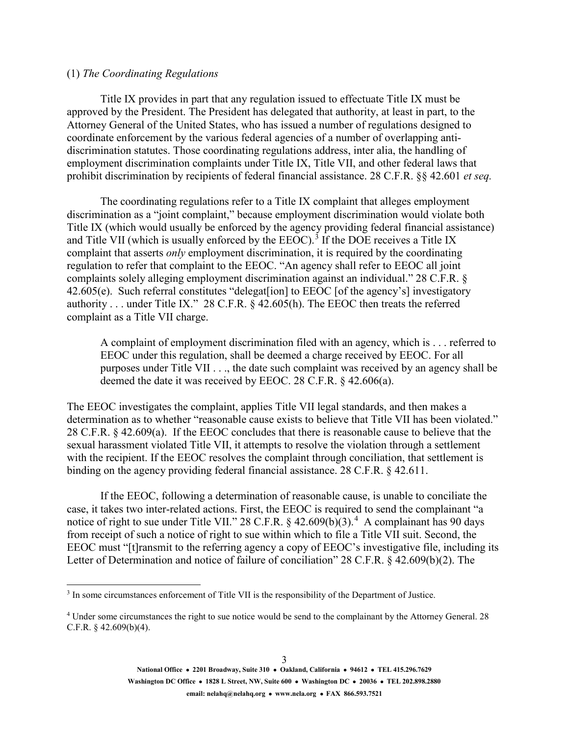(1) *The Coordinating Regulations*

Title IX provides in part that any regulation issued to effectuate Title IX must be approved by the President. The President has delegated that authority, at least in part, to the Attorney General of the United States, who has issued a number of regulations designed to coordinate enforcement by the various federal agencies of a number of overlapping anti-discrimination statutes. Those coordinating regulations address, inter alia, the handling of employment discrimination complaints under Title IX, Title VII, and other federal laws that prohibit discrimination by recipients of federal financial assistance. 28 C.F.R. §§ 42.601 *et seq.*

The coordinating regulations refer to a Title IX complaint that alleges employment discrimination as a "joint complaint," because employment discrimination would violate both Title IX (which would usually be enforced by the agency providing federal financial assistance) and Title VII (which is usually enforced by the EEOC).[3] If the DOE receives a Title IX complaint that asserts *only* employment discrimination, it is required by the coordinating regulation to refer that complaint to the EEOC. "An agency shall refer to EEOC all joint complaints solely alleging employment discrimination against an individual." 28 C.F.R. § 42.605(e). Such referral constitutes "delegat[ion] to EEOC [of the agency's] investigatory authority . . . under Title IX." 28 C.F.R. § 42.605(h). The EEOC then treats the referred complaint as a Title VII charge.

> A complaint of employment discrimination filed with an agency, which is . . . referred to EEOC under this regulation, shall be deemed a charge received by EEOC. For all purposes under Title VII . . ., the date such complaint was received by an agency shall be deemed the date it was received by EEOC. 28 C.F.R. § 42.606(a).

The EEOC investigates the complaint, applies Title VII legal standards, and then makes a determination as to whether "reasonable cause exists to believe that Title VII has been violated." 28 C.F.R. § 42.609(a). If the EEOC concludes that there is reasonable cause to believe that the sexual harassment violated Title VII, it attempts to resolve the violation through a settlement with the recipient. If the EEOC resolves the complaint through conciliation, that settlement is binding on the agency providing federal financial assistance. 28 C.F.R. § 42.611.

If the EEOC, following a determination of reasonable cause, is unable to conciliate the case, it takes two inter-related actions. First, the EEOC is required to send the complainant "a notice of right to sue under Title VII." 28 C.F.R. § 42.609(b)(3).[4] A complainant has 90 days from receipt of such a notice of right to sue within which to file a Title VII suit. Second, the EEOC must "[t]ransmit to the referring agency a copy of EEOC's investigative file, including its Letter of Determination and notice of failure of conciliation" 28 C.F.R. § 42.609(b)(2). The

---

[3] In some circumstances enforcement of Title VII is the responsibility of the Department of Justice.

[4] Under some circumstances the right to sue notice would be send to the complainant by the Attorney General. 28 C.F.R. § 42.609(b)(4).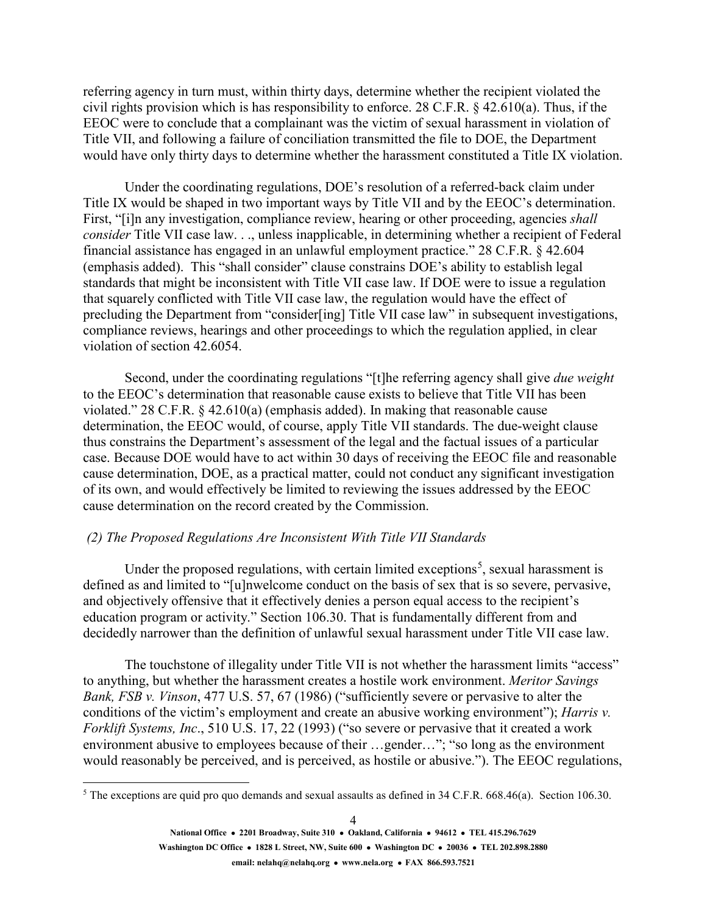referring agency in turn must, within thirty days, determine whether the recipient violated the civil rights provision which is has responsibility to enforce. 28 C.F.R. § 42.610(a). Thus, if the EEOC were to conclude that a complainant was the victim of sexual harassment in violation of Title VII, and following a failure of conciliation transmitted the file to DOE, the Department would have only thirty days to determine whether the harassment constituted a Title IX violation.

Under the coordinating regulations, DOE's resolution of a referred-back claim under Title IX would be shaped in two important ways by Title VII and by the EEOC's determination. First, "[i]n any investigation, compliance review, hearing or other proceeding, agencies *shall consider* Title VII case law. . ., unless inapplicable, in determining whether a recipient of Federal financial assistance has engaged in an unlawful employment practice." 28 C.F.R. § 42.604 (emphasis added). This "shall consider" clause constrains DOE's ability to establish legal standards that might be inconsistent with Title VII case law. If DOE were to issue a regulation that squarely conflicted with Title VII case law, the regulation would have the effect of precluding the Department from "consider[ing] Title VII case law" in subsequent investigations, compliance reviews, hearings and other proceedings to which the regulation applied, in clear violation of section 42.6054.

Second, under the coordinating regulations "[t]he referring agency shall give *due weight* to the EEOC's determination that reasonable cause exists to believe that Title VII has been violated." 28 C.F.R. § 42.610(a) (emphasis added). In making that reasonable cause determination, the EEOC would, of course, apply Title VII standards. The due-weight clause thus constrains the Department's assessment of the legal and the factual issues of a particular case. Because DOE would have to act within 30 days of receiving the EEOC file and reasonable cause determination, DOE, as a practical matter, could not conduct any significant investigation of its own, and would effectively be limited to reviewing the issues addressed by the EEOC cause determination on the record created by the Commission.

*(2) The Proposed Regulations Are Inconsistent With Title VII Standards*

Under the proposed regulations, with certain limited exceptions[5], sexual harassment is defined as and limited to "[u]nwelcome conduct on the basis of sex that is so severe, pervasive, and objectively offensive that it effectively denies a person equal access to the recipient's education program or activity." Section 106.30. That is fundamentally different from and decidedly narrower than the definition of unlawful sexual harassment under Title VII case law.

The touchstone of illegality under Title VII is not whether the harassment limits "access" to anything, but whether the harassment creates a hostile work environment. *Meritor Savings Bank, FSB v. Vinson*, 477 U.S. 57, 67 (1986) ("sufficiently severe or pervasive to alter the conditions of the victim's employment and create an abusive working environment"); *Harris v. Forklift Systems, Inc*., 510 U.S. 17, 22 (1993) ("so severe or pervasive that it created a work environment abusive to employees because of their …gender…"; "so long as the environment would reasonably be perceived, and is perceived, as hostile or abusive."). The EEOC regulations,

[5] The exceptions are quid pro quo demands and sexual assaults as defined in 34 C.F.R. 668.46(a). Section 106.30.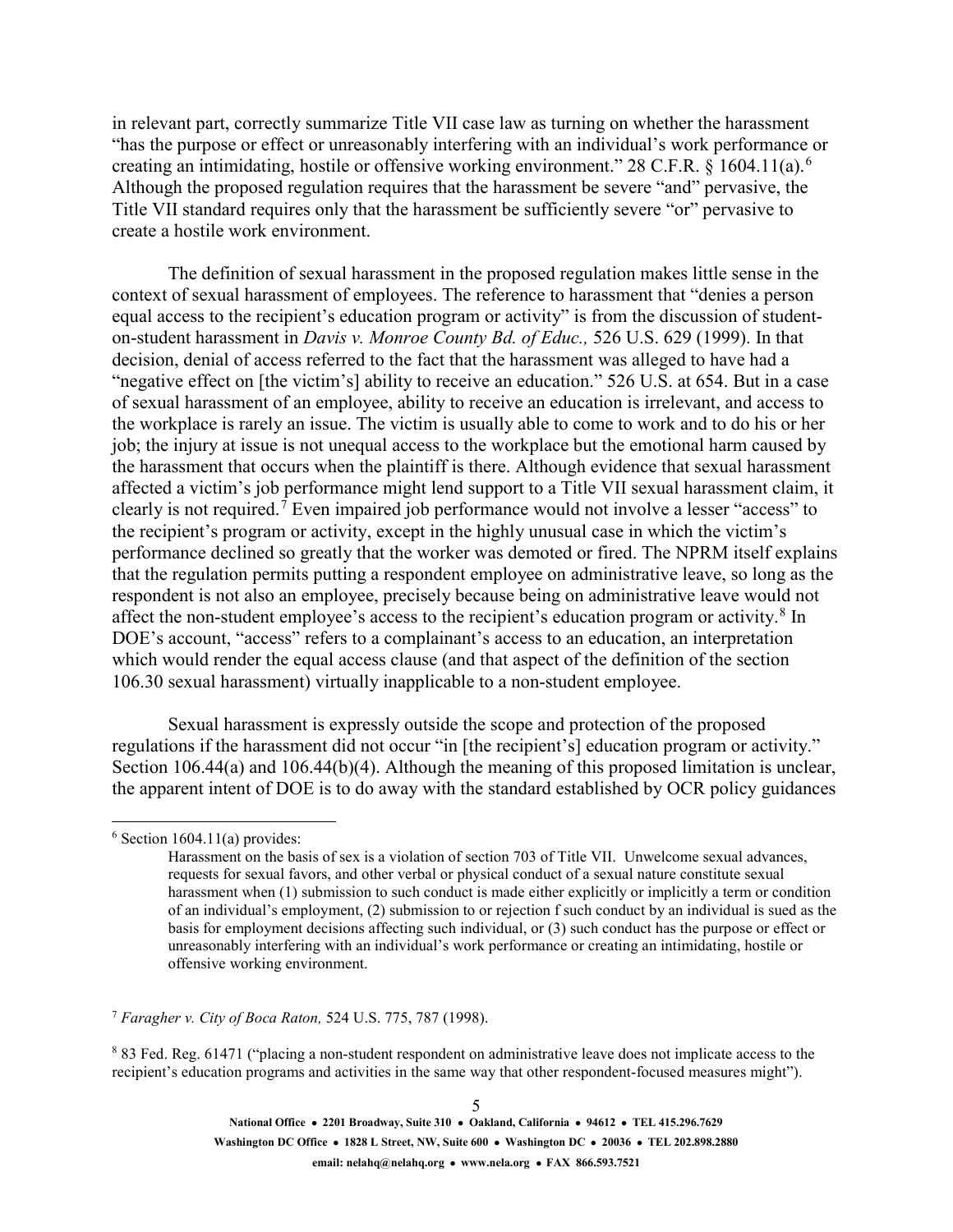in relevant part, correctly summarize Title VII case law as turning on whether the harassment "has the purpose or effect or unreasonably interfering with an individual's work performance or creating an intimidating, hostile or offensive working environment." 28 C.F.R. § 1604.11(a).[6] Although the proposed regulation requires that the harassment be severe "and" pervasive, the Title VII standard requires only that the harassment be sufficiently severe "or" pervasive to create a hostile work environment.

The definition of sexual harassment in the proposed regulation makes little sense in the context of sexual harassment of employees. The reference to harassment that "denies a person equal access to the recipient's education program or activity" is from the discussion of student-on-student harassment in *Davis v. Monroe County Bd. of Educ.,* 526 U.S. 629 (1999). In that decision, denial of access referred to the fact that the harassment was alleged to have had a "negative effect on [the victim's] ability to receive an education." 526 U.S. at 654. But in a case of sexual harassment of an employee, ability to receive an education is irrelevant, and access to the workplace is rarely an issue. The victim is usually able to come to work and to do his or her job; the injury at issue is not unequal access to the workplace but the emotional harm caused by the harassment that occurs when the plaintiff is there. Although evidence that sexual harassment affected a victim's job performance might lend support to a Title VII sexual harassment claim, it clearly is not required.[7] Even impaired job performance would not involve a lesser "access" to the recipient's program or activity, except in the highly unusual case in which the victim's performance declined so greatly that the worker was demoted or fired. The NPRM itself explains that the regulation permits putting a respondent employee on administrative leave, so long as the respondent is not also an employee, precisely because being on administrative leave would not affect the non-student employee's access to the recipient's education program or activity.[8] In DOE's account, "access" refers to a complainant's access to an education, an interpretation which would render the equal access clause (and that aspect of the definition of the section 106.30 sexual harassment) virtually inapplicable to a non-student employee.

Sexual harassment is expressly outside the scope and protection of the proposed regulations if the harassment did not occur "in [the recipient's] education program or activity." Section 106.44(a) and 106.44(b)(4). Although the meaning of this proposed limitation is unclear, the apparent intent of DOE is to do away with the standard established by OCR policy guidances

---

[6] Section 1604.11(a) provides:

> Harassment on the basis of sex is a violation of section 703 of Title VII. Unwelcome sexual advances, requests for sexual favors, and other verbal or physical conduct of a sexual nature constitute sexual harassment when (1) submission to such conduct is made either explicitly or implicitly a term or condition of an individual's employment, (2) submission to or rejection f such conduct by an individual is sued as the basis for employment decisions affecting such individual, or (3) such conduct has the purpose or effect or unreasonably interfering with an individual's work performance or creating an intimidating, hostile or offensive working environment.

[7] *Faragher v. City of Boca Raton,* 524 U.S. 775, 787 (1998).

[8] 83 Fed. Reg. 61471 ("placing a non-student respondent on administrative leave does not implicate access to the recipient's education programs and activities in the same way that other respondent-focused measures might").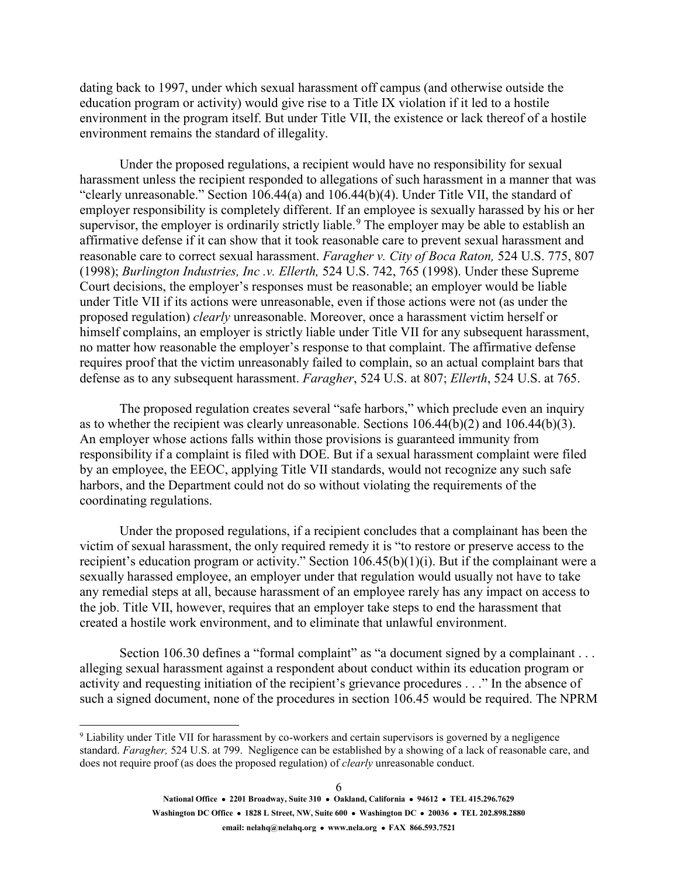dating back to 1997, under which sexual harassment off campus (and otherwise outside the education program or activity) would give rise to a Title IX violation if it led to a hostile environment in the program itself. But under Title VII, the existence or lack thereof of a hostile environment remains the standard of illegality.

Under the proposed regulations, a recipient would have no responsibility for sexual harassment unless the recipient responded to allegations of such harassment in a manner that was "clearly unreasonable." Section 106.44(a) and 106.44(b)(4). Under Title VII, the standard of employer responsibility is completely different. If an employee is sexually harassed by his or her supervisor, the employer is ordinarily strictly liable.[9] The employer may be able to establish an affirmative defense if it can show that it took reasonable care to prevent sexual harassment and reasonable care to correct sexual harassment. *Faragher v. City of Boca Raton,* 524 U.S. 775, 807 (1998); *Burlington Industries, Inc .v. Ellerth,* 524 U.S. 742, 765 (1998). Under these Supreme Court decisions, the employer's responses must be reasonable; an employer would be liable under Title VII if its actions were unreasonable, even if those actions were not (as under the proposed regulation) *clearly* unreasonable. Moreover, once a harassment victim herself or himself complains, an employer is strictly liable under Title VII for any subsequent harassment, no matter how reasonable the employer's response to that complaint. The affirmative defense requires proof that the victim unreasonably failed to complain, so an actual complaint bars that defense as to any subsequent harassment. *Faragher*, 524 U.S. at 807; *Ellerth*, 524 U.S. at 765.

The proposed regulation creates several "safe harbors," which preclude even an inquiry as to whether the recipient was clearly unreasonable. Sections 106.44(b)(2) and 106.44(b)(3). An employer whose actions falls within those provisions is guaranteed immunity from responsibility if a complaint is filed with DOE. But if a sexual harassment complaint were filed by an employee, the EEOC, applying Title VII standards, would not recognize any such safe harbors, and the Department could not do so without violating the requirements of the coordinating regulations.

Under the proposed regulations, if a recipient concludes that a complainant has been the victim of sexual harassment, the only required remedy it is "to restore or preserve access to the recipient's education program or activity." Section 106.45(b)(1)(i). But if the complainant were a sexually harassed employee, an employer under that regulation would usually not have to take any remedial steps at all, because harassment of an employee rarely has any impact on access to the job. Title VII, however, requires that an employer take steps to end the harassment that created a hostile work environment, and to eliminate that unlawful environment.

Section 106.30 defines a "formal complaint" as "a document signed by a complainant . . . alleging sexual harassment against a respondent about conduct within its education program or activity and requesting initiation of the recipient's grievance procedures . . ." In the absence of such a signed document, none of the procedures in section 106.45 would be required. The NPRM

---

[9] Liability under Title VII for harassment by co-workers and certain supervisors is governed by a negligence standard. *Faragher,* 524 U.S. at 799. Negligence can be established by a showing of a lack of reasonable care, and does not require proof (as does the proposed regulation) of *clearly* unreasonable conduct.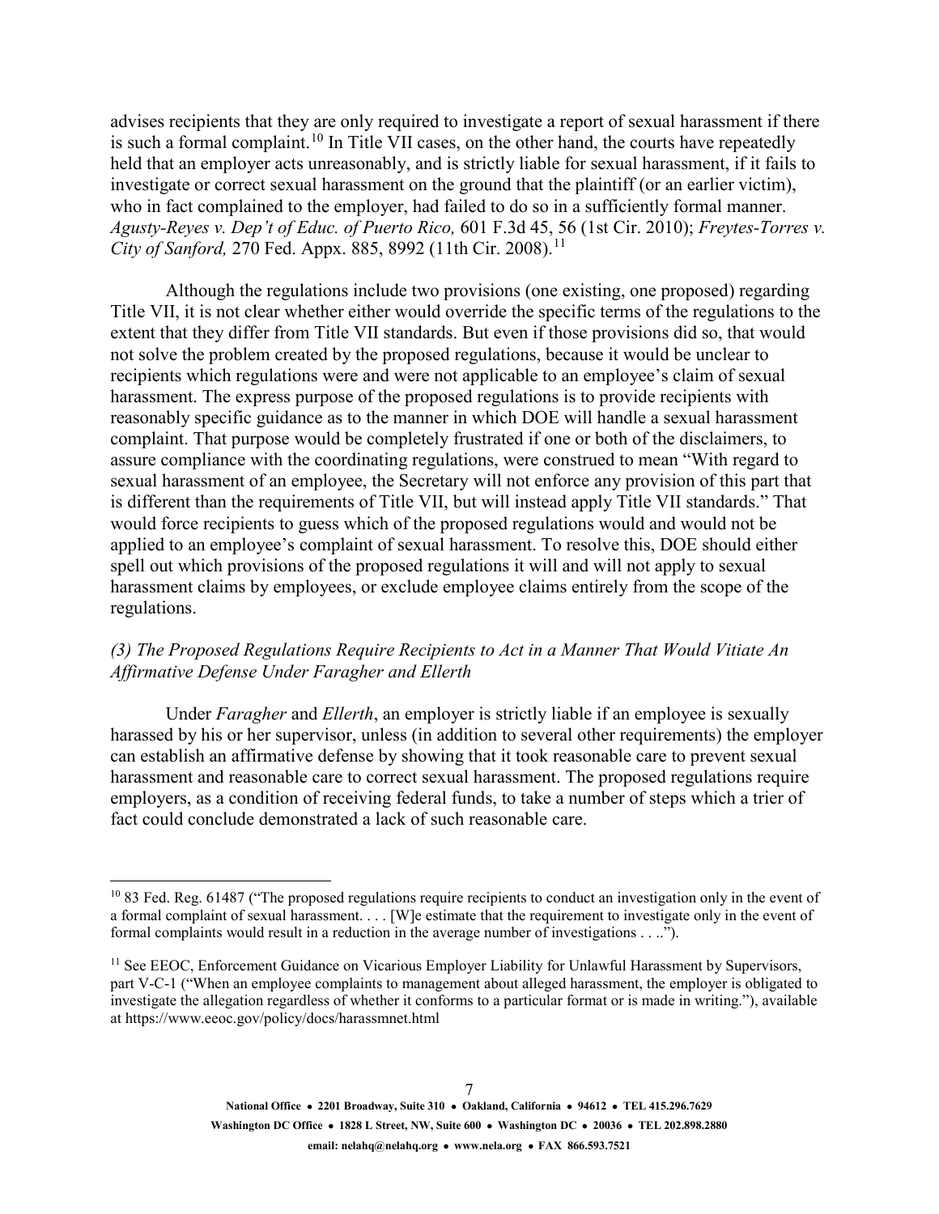advises recipients that they are only required to investigate a report of sexual harassment if there is such a formal complaint.[10] In Title VII cases, on the other hand, the courts have repeatedly held that an employer acts unreasonably, and is strictly liable for sexual harassment, if it fails to investigate or correct sexual harassment on the ground that the plaintiff (or an earlier victim), who in fact complained to the employer, had failed to do so in a sufficiently formal manner. *Agusty-Reyes v. Dep't of Educ. of Puerto Rico,* 601 F.3d 45, 56 (1st Cir. 2010); *Freytes-Torres v. City of Sanford,* 270 Fed. Appx. 885, 8992 (11th Cir. 2008).[11]

Although the regulations include two provisions (one existing, one proposed) regarding Title VII, it is not clear whether either would override the specific terms of the regulations to the extent that they differ from Title VII standards. But even if those provisions did so, that would not solve the problem created by the proposed regulations, because it would be unclear to recipients which regulations were and were not applicable to an employee's claim of sexual harassment. The express purpose of the proposed regulations is to provide recipients with reasonably specific guidance as to the manner in which DOE will handle a sexual harassment complaint. That purpose would be completely frustrated if one or both of the disclaimers, to assure compliance with the coordinating regulations, were construed to mean "With regard to sexual harassment of an employee, the Secretary will not enforce any provision of this part that is different than the requirements of Title VII, but will instead apply Title VII standards." That would force recipients to guess which of the proposed regulations would and would not be applied to an employee's complaint of sexual harassment. To resolve this, DOE should either spell out which provisions of the proposed regulations it will and will not apply to sexual harassment claims by employees, or exclude employee claims entirely from the scope of the regulations.

*(3) The Proposed Regulations Require Recipients to Act in a Manner That Would Vitiate An Affirmative Defense Under Faragher and Ellerth*

Under *Faragher* and *Ellerth*, an employer is strictly liable if an employee is sexually harassed by his or her supervisor, unless (in addition to several other requirements) the employer can establish an affirmative defense by showing that it took reasonable care to prevent sexual harassment and reasonable care to correct sexual harassment. The proposed regulations require employers, as a condition of receiving federal funds, to take a number of steps which a trier of fact could conclude demonstrated a lack of such reasonable care.

---

[10] 83 Fed. Reg. 61487 ("The proposed regulations require recipients to conduct an investigation only in the event of a formal complaint of sexual harassment. . . . [W]e estimate that the requirement to investigate only in the event of formal complaints would result in a reduction in the average number of investigations . . ..").

[11] See EEOC, Enforcement Guidance on Vicarious Employer Liability for Unlawful Harassment by Supervisors, part V-C-1 ("When an employee complaints to management about alleged harassment, the employer is obligated to investigate the allegation regardless of whether it conforms to a particular format or is made in writing."), available at https://www.eeoc.gov/policy/docs/harassmnet.html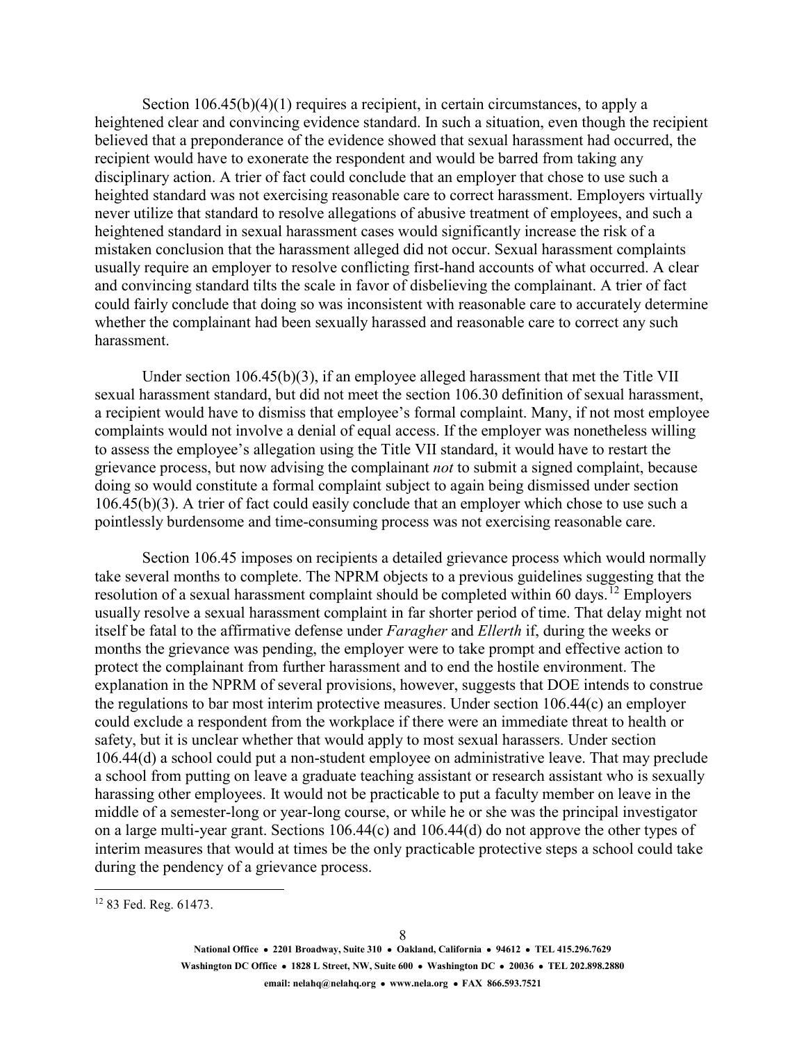Section 106.45(b)(4)(1) requires a recipient, in certain circumstances, to apply a heightened clear and convincing evidence standard. In such a situation, even though the recipient believed that a preponderance of the evidence showed that sexual harassment had occurred, the recipient would have to exonerate the respondent and would be barred from taking any disciplinary action. A trier of fact could conclude that an employer that chose to use such a heighted standard was not exercising reasonable care to correct harassment. Employers virtually never utilize that standard to resolve allegations of abusive treatment of employees, and such a heightened standard in sexual harassment cases would significantly increase the risk of a mistaken conclusion that the harassment alleged did not occur. Sexual harassment complaints usually require an employer to resolve conflicting first-hand accounts of what occurred. A clear and convincing standard tilts the scale in favor of disbelieving the complainant. A trier of fact could fairly conclude that doing so was inconsistent with reasonable care to accurately determine whether the complainant had been sexually harassed and reasonable care to correct any such harassment.

Under section 106.45(b)(3), if an employee alleged harassment that met the Title VII sexual harassment standard, but did not meet the section 106.30 definition of sexual harassment, a recipient would have to dismiss that employee's formal complaint. Many, if not most employee complaints would not involve a denial of equal access. If the employer was nonetheless willing to assess the employee's allegation using the Title VII standard, it would have to restart the grievance process, but now advising the complainant *not* to submit a signed complaint, because doing so would constitute a formal complaint subject to again being dismissed under section 106.45(b)(3). A trier of fact could easily conclude that an employer which chose to use such a pointlessly burdensome and time-consuming process was not exercising reasonable care.

Section 106.45 imposes on recipients a detailed grievance process which would normally take several months to complete. The NPRM objects to a previous guidelines suggesting that the resolution of a sexual harassment complaint should be completed within 60 days.[12] Employers usually resolve a sexual harassment complaint in far shorter period of time. That delay might not itself be fatal to the affirmative defense under *Faragher* and *Ellerth* if, during the weeks or months the grievance was pending, the employer were to take prompt and effective action to protect the complainant from further harassment and to end the hostile environment. The explanation in the NPRM of several provisions, however, suggests that DOE intends to construe the regulations to bar most interim protective measures. Under section 106.44(c) an employer could exclude a respondent from the workplace if there were an immediate threat to health or safety, but it is unclear whether that would apply to most sexual harassers. Under section 106.44(d) a school could put a non-student employee on administrative leave. That may preclude a school from putting on leave a graduate teaching assistant or research assistant who is sexually harassing other employees. It would not be practicable to put a faculty member on leave in the middle of a semester-long or year-long course, or while he or she was the principal investigator on a large multi-year grant. Sections 106.44(c) and 106.44(d) do not approve the other types of interim measures that would at times be the only practicable protective steps a school could take during the pendency of a grievance process.

[12] 83 Fed. Reg. 61473.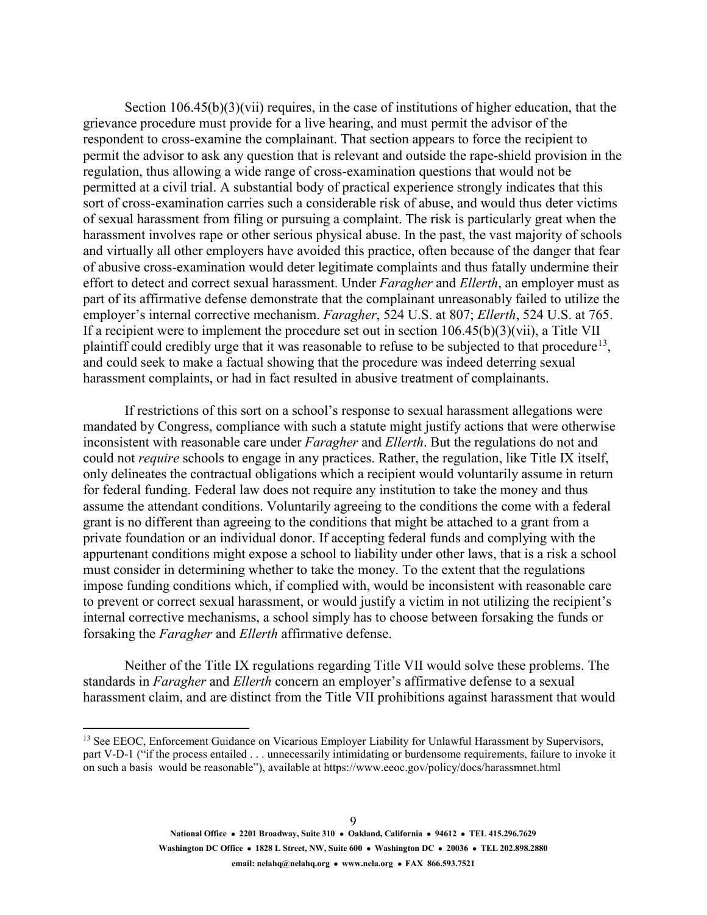Section 106.45(b)(3)(vii) requires, in the case of institutions of higher education, that the grievance procedure must provide for a live hearing, and must permit the advisor of the respondent to cross-examine the complainant. That section appears to force the recipient to permit the advisor to ask any question that is relevant and outside the rape-shield provision in the regulation, thus allowing a wide range of cross-examination questions that would not be permitted at a civil trial. A substantial body of practical experience strongly indicates that this sort of cross-examination carries such a considerable risk of abuse, and would thus deter victims of sexual harassment from filing or pursuing a complaint. The risk is particularly great when the harassment involves rape or other serious physical abuse. In the past, the vast majority of schools and virtually all other employers have avoided this practice, often because of the danger that fear of abusive cross-examination would deter legitimate complaints and thus fatally undermine their effort to detect and correct sexual harassment. Under *Faragher* and *Ellerth*, an employer must as part of its affirmative defense demonstrate that the complainant unreasonably failed to utilize the employer's internal corrective mechanism. *Faragher*, 524 U.S. at 807; *Ellerth*, 524 U.S. at 765. If a recipient were to implement the procedure set out in section 106.45(b)(3)(vii), a Title VII plaintiff could credibly urge that it was reasonable to refuse to be subjected to that procedure[13], and could seek to make a factual showing that the procedure was indeed deterring sexual harassment complaints, or had in fact resulted in abusive treatment of complainants.

If restrictions of this sort on a school's response to sexual harassment allegations were mandated by Congress, compliance with such a statute might justify actions that were otherwise inconsistent with reasonable care under *Faragher* and *Ellerth*. But the regulations do not and could not *require* schools to engage in any practices. Rather, the regulation, like Title IX itself, only delineates the contractual obligations which a recipient would voluntarily assume in return for federal funding. Federal law does not require any institution to take the money and thus assume the attendant conditions. Voluntarily agreeing to the conditions the come with a federal grant is no different than agreeing to the conditions that might be attached to a grant from a private foundation or an individual donor. If accepting federal funds and complying with the appurtenant conditions might expose a school to liability under other laws, that is a risk a school must consider in determining whether to take the money. To the extent that the regulations impose funding conditions which, if complied with, would be inconsistent with reasonable care to prevent or correct sexual harassment, or would justify a victim in not utilizing the recipient's internal corrective mechanisms, a school simply has to choose between forsaking the funds or forsaking the *Faragher* and *Ellerth* affirmative defense.

Neither of the Title IX regulations regarding Title VII would solve these problems. The standards in *Faragher* and *Ellerth* concern an employer's affirmative defense to a sexual harassment claim, and are distinct from the Title VII prohibitions against harassment that would

[13] See EEOC, Enforcement Guidance on Vicarious Employer Liability for Unlawful Harassment by Supervisors, part V-D-1 ("if the process entailed . . . unnecessarily intimidating or burdensome requirements, failure to invoke it on such a basis would be reasonable"), available at https://www.eeoc.gov/policy/docs/harassmnet.html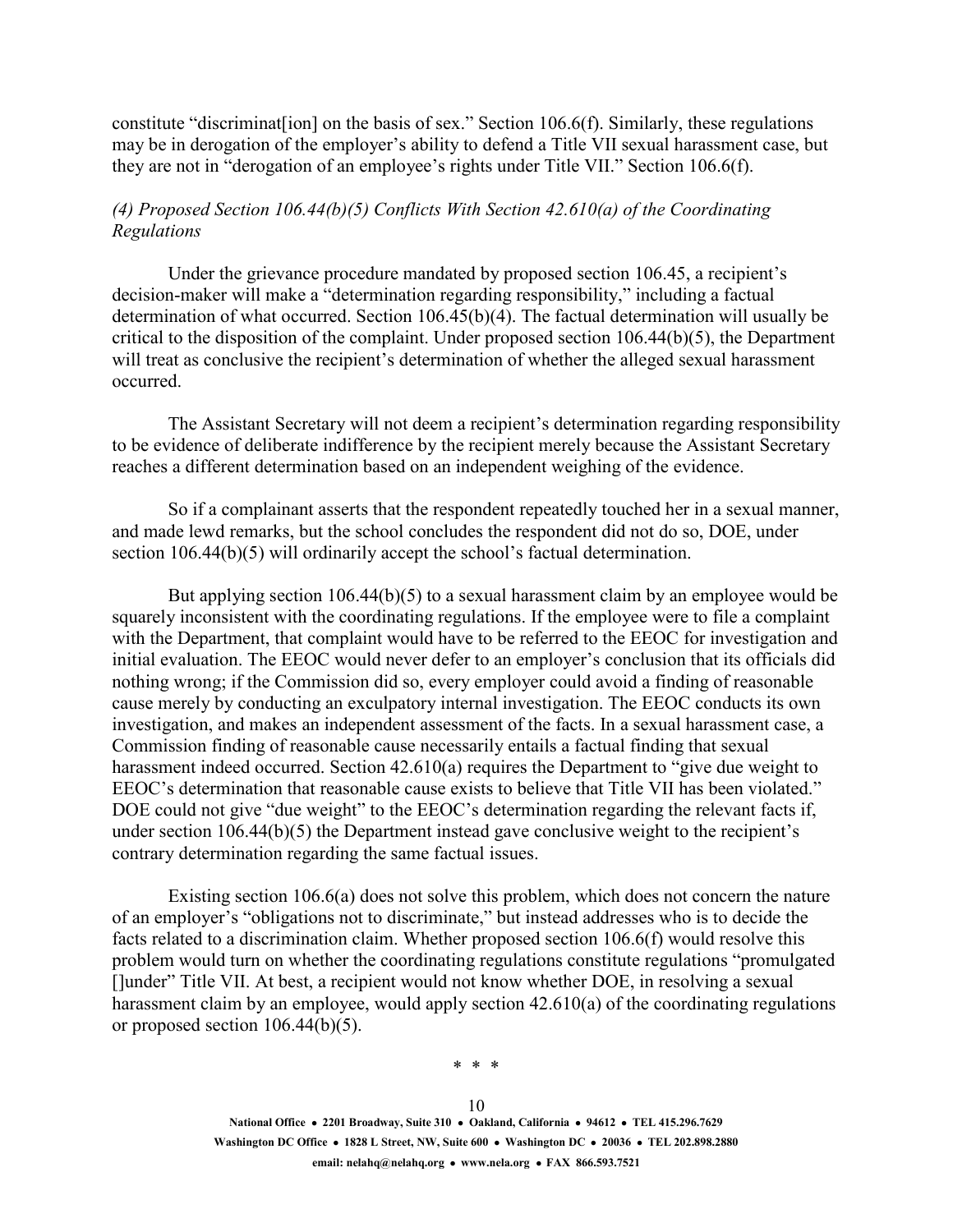constitute "discriminat[ion] on the basis of sex." Section 106.6(f). Similarly, these regulations may be in derogation of the employer's ability to defend a Title VII sexual harassment case, but they are not in "derogation of an employee's rights under Title VII." Section 106.6(f).

*(4) Proposed Section 106.44(b)(5) Conflicts With Section 42.610(a) of the Coordinating Regulations*

Under the grievance procedure mandated by proposed section 106.45, a recipient's decision-maker will make a "determination regarding responsibility," including a factual determination of what occurred. Section 106.45(b)(4). The factual determination will usually be critical to the disposition of the complaint. Under proposed section 106.44(b)(5), the Department will treat as conclusive the recipient's determination of whether the alleged sexual harassment occurred.

The Assistant Secretary will not deem a recipient's determination regarding responsibility to be evidence of deliberate indifference by the recipient merely because the Assistant Secretary reaches a different determination based on an independent weighing of the evidence.

So if a complainant asserts that the respondent repeatedly touched her in a sexual manner, and made lewd remarks, but the school concludes the respondent did not do so, DOE, under section 106.44(b)(5) will ordinarily accept the school's factual determination.

But applying section 106.44(b)(5) to a sexual harassment claim by an employee would be squarely inconsistent with the coordinating regulations. If the employee were to file a complaint with the Department, that complaint would have to be referred to the EEOC for investigation and initial evaluation. The EEOC would never defer to an employer's conclusion that its officials did nothing wrong; if the Commission did so, every employer could avoid a finding of reasonable cause merely by conducting an exculpatory internal investigation. The EEOC conducts its own investigation, and makes an independent assessment of the facts. In a sexual harassment case, a Commission finding of reasonable cause necessarily entails a factual finding that sexual harassment indeed occurred. Section 42.610(a) requires the Department to "give due weight to EEOC's determination that reasonable cause exists to believe that Title VII has been violated." DOE could not give "due weight" to the EEOC's determination regarding the relevant facts if, under section 106.44(b)(5) the Department instead gave conclusive weight to the recipient's contrary determination regarding the same factual issues.

Existing section 106.6(a) does not solve this problem, which does not concern the nature of an employer's "obligations not to discriminate," but instead addresses who is to decide the facts related to a discrimination claim. Whether proposed section 106.6(f) would resolve this problem would turn on whether the coordinating regulations constitute regulations "promulgated []under" Title VII. At best, a recipient would not know whether DOE, in resolving a sexual harassment claim by an employee, would apply section 42.610(a) of the coordinating regulations or proposed section 106.44(b)(5).

\* \* \*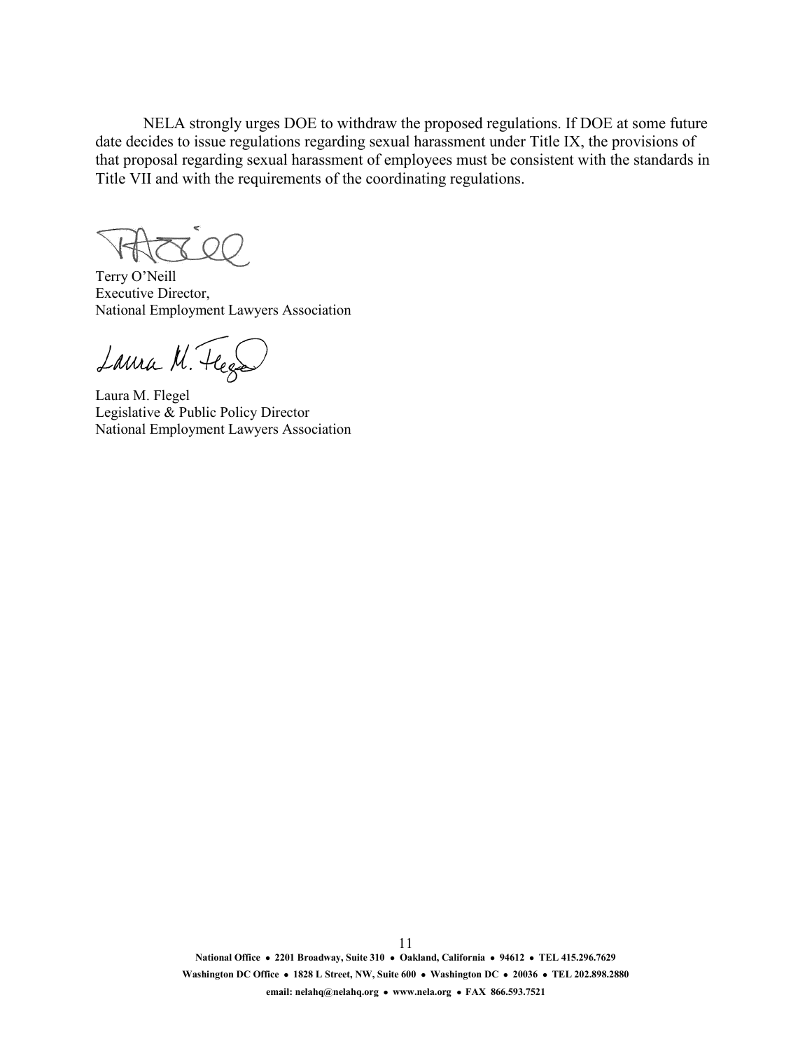NELA strongly urges DOE to withdraw the proposed regulations. If DOE at some future date decides to issue regulations regarding sexual harassment under Title IX, the provisions of that proposal regarding sexual harassment of employees must be consistent with the standards in Title VII and with the requirements of the coordinating regulations.

Terry O'Neill
Executive Director,
National Employment Lawyers Association

Laura M. Flegel
Legislative & Public Policy Director
National Employment Lawyers Association

**National Office • 2201 Broadway, Suite 310 • Oakland, California • 94612 • TEL 415.296.7629**
**Washington DC Office • 1828 L Street, NW, Suite 600 • Washington DC • 20036 • TEL 202.898.2880**
**email: nelahq@nelahq.org • www.nela.org • FAX 866.593.7521**